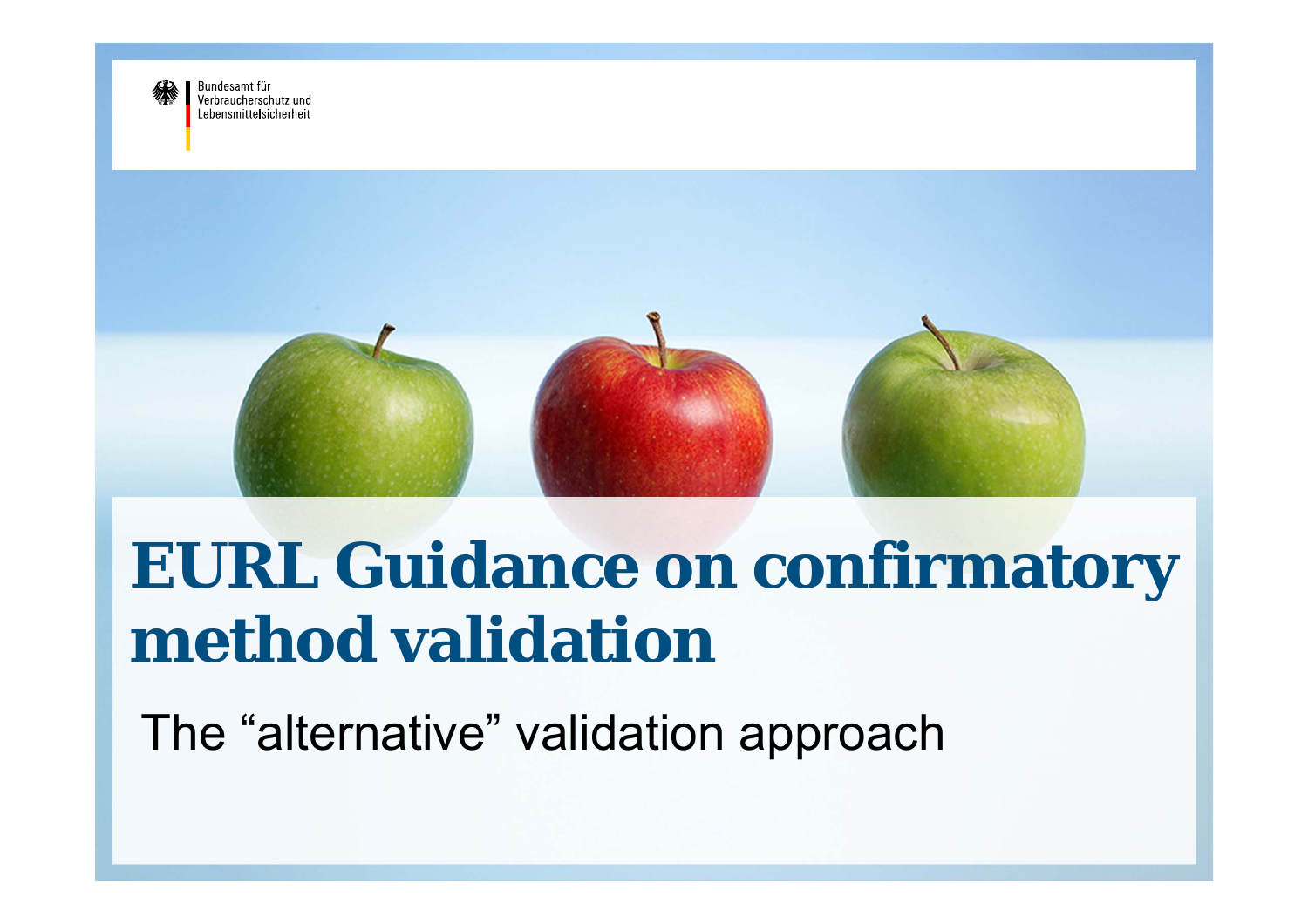Bundesamt für
Verbraucherschutz und
Lebensmittelsicherheit

# EURL Guidance on confirmatory method validation

The “alternative” validation approach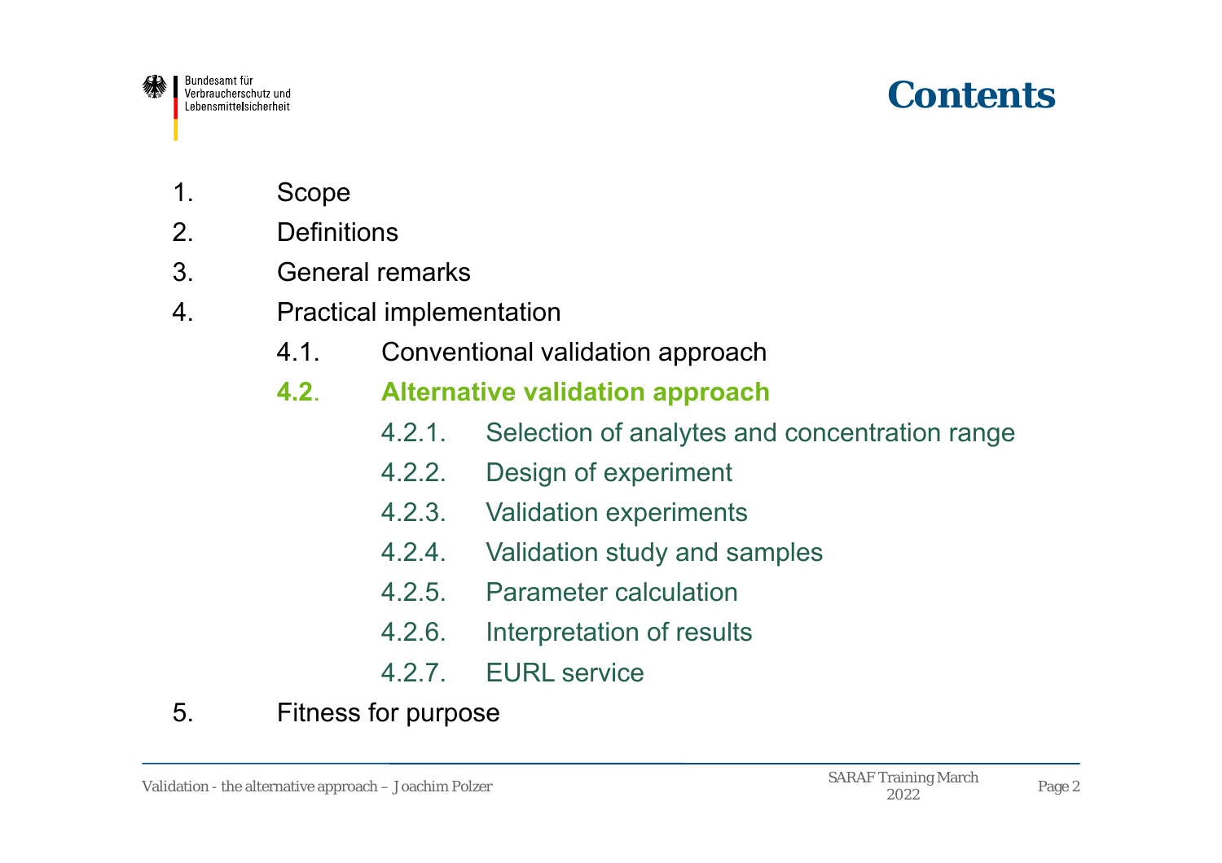# Contents

1. Scope
2. Definitions
3. General remarks
4. Practical implementation
   - 4.1. Conventional validation approach
   - **4.2. Alternative validation approach**
     - 4.2.1. Selection of analytes and concentration range
     - 4.2.2. Design of experiment
     - 4.2.3. Validation experiments
     - 4.2.4. Validation study and samples
     - 4.2.5. Parameter calculation
     - 4.2.6. Interpretation of results
     - 4.2.7. EURL service
5. Fitness for purpose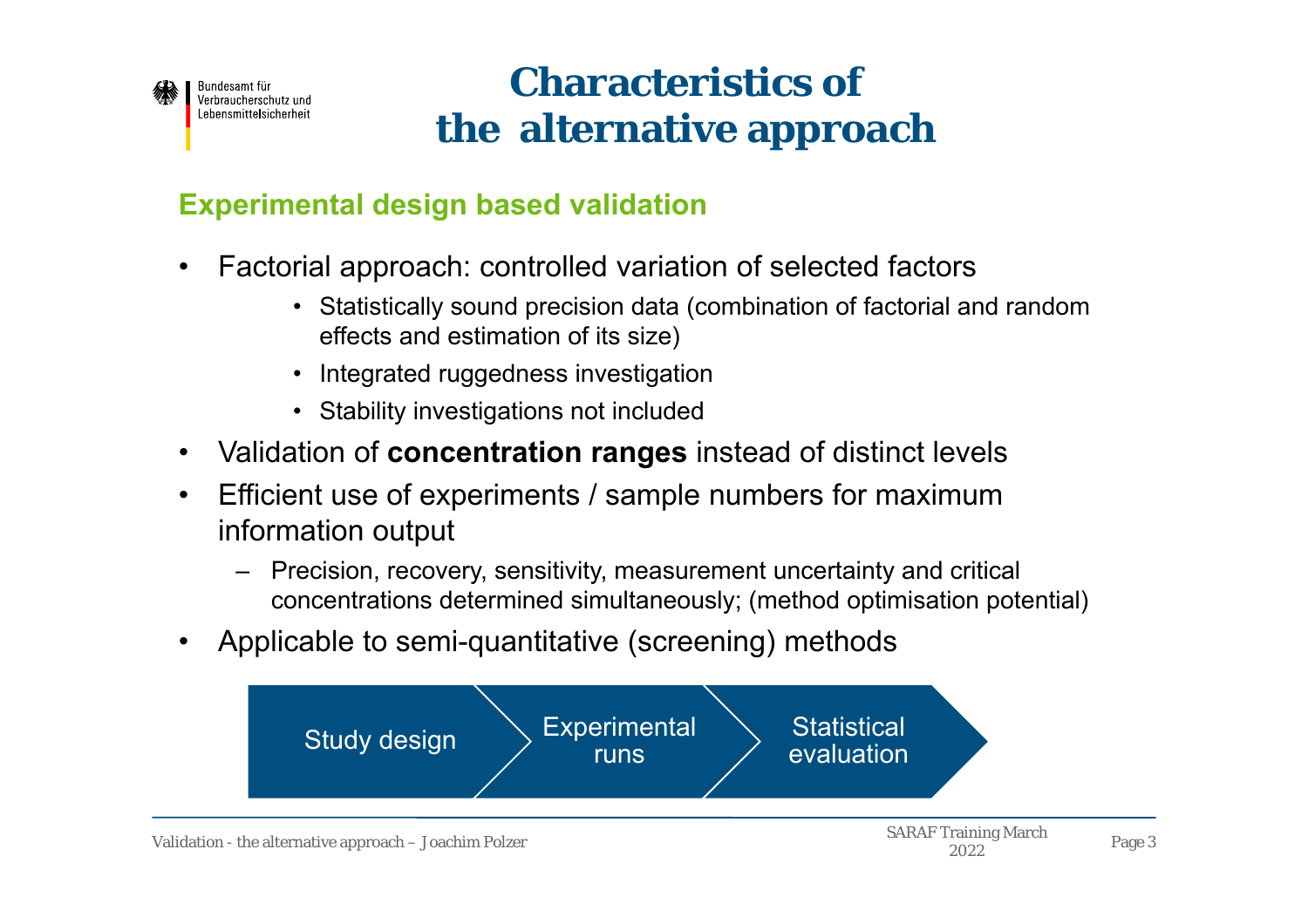# Characteristics of the alternative approach

## Experimental design based validation

- Factorial approach: controlled variation of selected factors
    - Statistically sound precision data (combination of factorial and random effects and estimation of its size)
    - Integrated ruggedness investigation
    - Stability investigations not included
- Validation of **concentration ranges** instead of distinct levels
- Efficient use of experiments / sample numbers for maximum information output
    - Precision, recovery, sensitivity, measurement uncertainty and critical concentrations determined simultaneously; (method optimisation potential)
- Applicable to semi-quantitative (screening) methods

Study design → Experimental runs → Statistical evaluation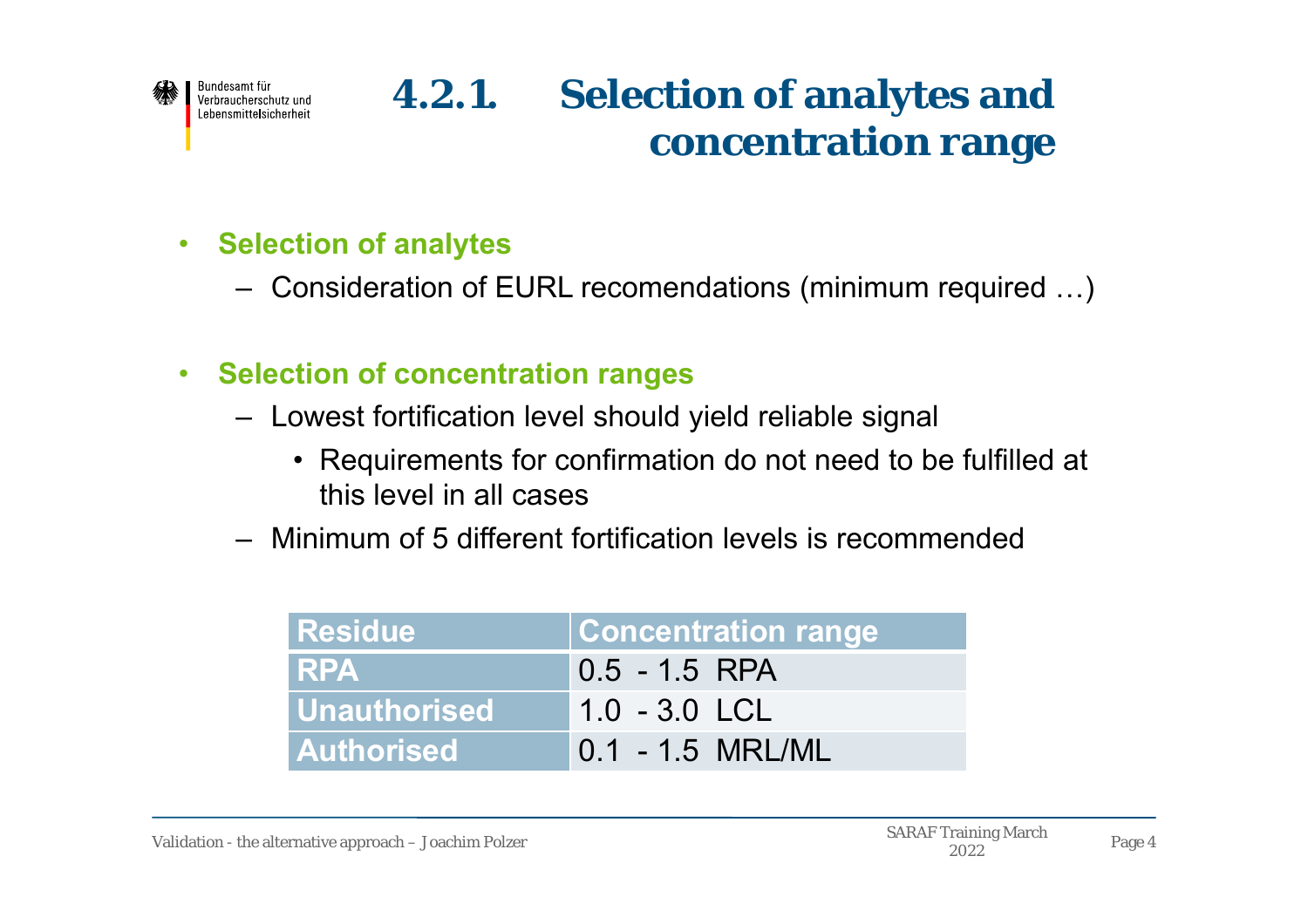# 4.2.1. Selection of analytes and concentration range

- **Selection of analytes**
  - Consideration of EURL recomendations (minimum required …)

- **Selection of concentration ranges**
  - Lowest fortification level should yield reliable signal
    - Requirements for confirmation do not need to be fulfilled at this level in all cases
  - Minimum of 5 different fortification levels is recommended

| Residue | Concentration range |
| --- | --- |
| RPA | 0.5 - 1.5 RPA |
| Unauthorised | 1.0 - 3.0 LCL |
| Authorised | 0.1 - 1.5 MRL/ML |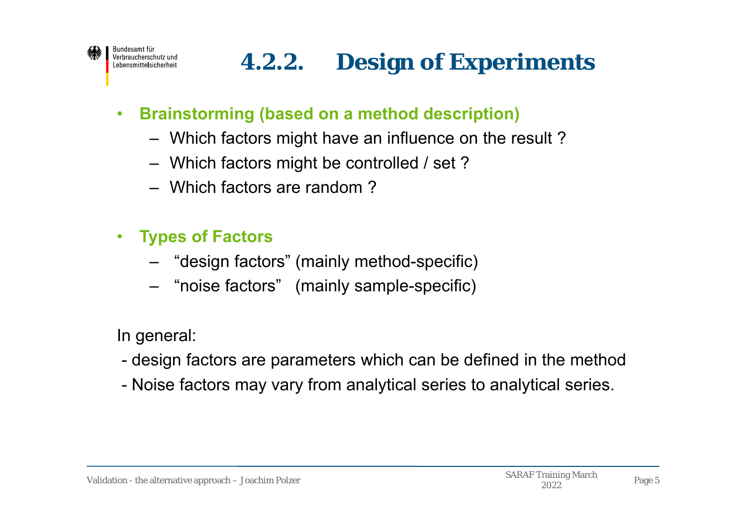# 4.2.2. Design of Experiments

- **Brainstorming (based on a method description)**
  - Which factors might have an influence on the result ?
  - Which factors might be controlled / set ?
  - Which factors are random ?

- **Types of Factors**
  - “design factors” (mainly method-specific)
  - “noise factors” (mainly sample-specific)

In general:

- design factors are parameters which can be defined in the method
- Noise factors may vary from analytical series to analytical series.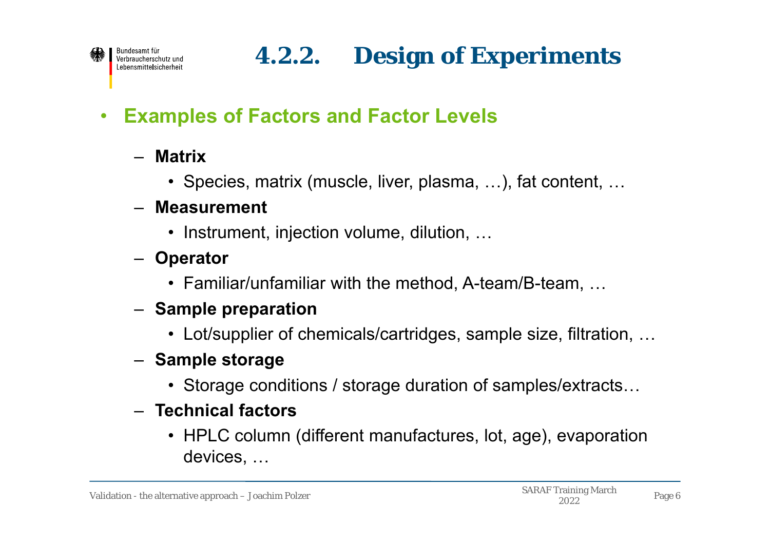# 4.2.2. Design of Experiments

- **Examples of Factors and Factor Levels**
  - **Matrix**
    - Species, matrix (muscle, liver, plasma, …), fat content, …
  - **Measurement**
    - Instrument, injection volume, dilution, …
  - **Operator**
    - Familiar/unfamiliar with the method, A-team/B-team, …
  - **Sample preparation**
    - Lot/supplier of chemicals/cartridges, sample size, filtration, …
  - **Sample storage**
    - Storage conditions / storage duration of samples/extracts…
  - **Technical factors**
    - HPLC column (different manufactures, lot, age), evaporation devices, …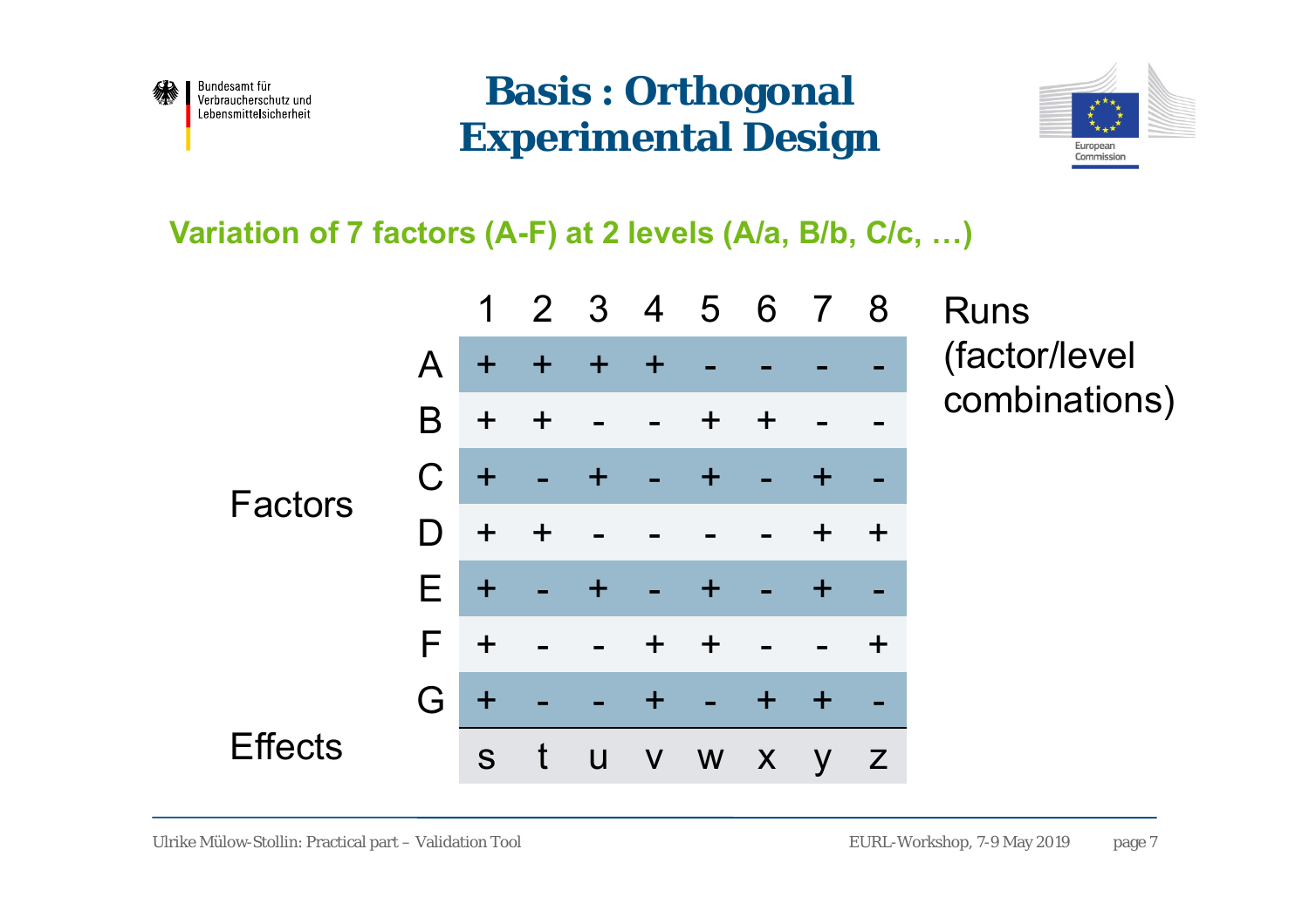# Basis : Orthogonal Experimental Design

**Variation of 7 factors (A-F) at 2 levels (A/a, B/b, C/c, …)**

| | | 1 | 2 | 3 | 4 | 5 | 6 | 7 | 8 | Runs (factor/level combinations) |
|---|---|---|---|---|---|---|---|---|---|---|
| Factors | A | + | + | + | + | - | - | - | - | |
| | B | + | + | - | - | + | + | - | - | |
| | C | + | - | + | - | + | - | + | - | |
| | D | + | + | - | - | - | - | + | + | |
| | E | + | - | + | - | + | - | + | - | |
| | F | + | - | - | + | + | - | - | + | |
| | G | + | - | - | + | - | + | + | - | |
| Effects | | s | t | u | v | w | x | y | z | |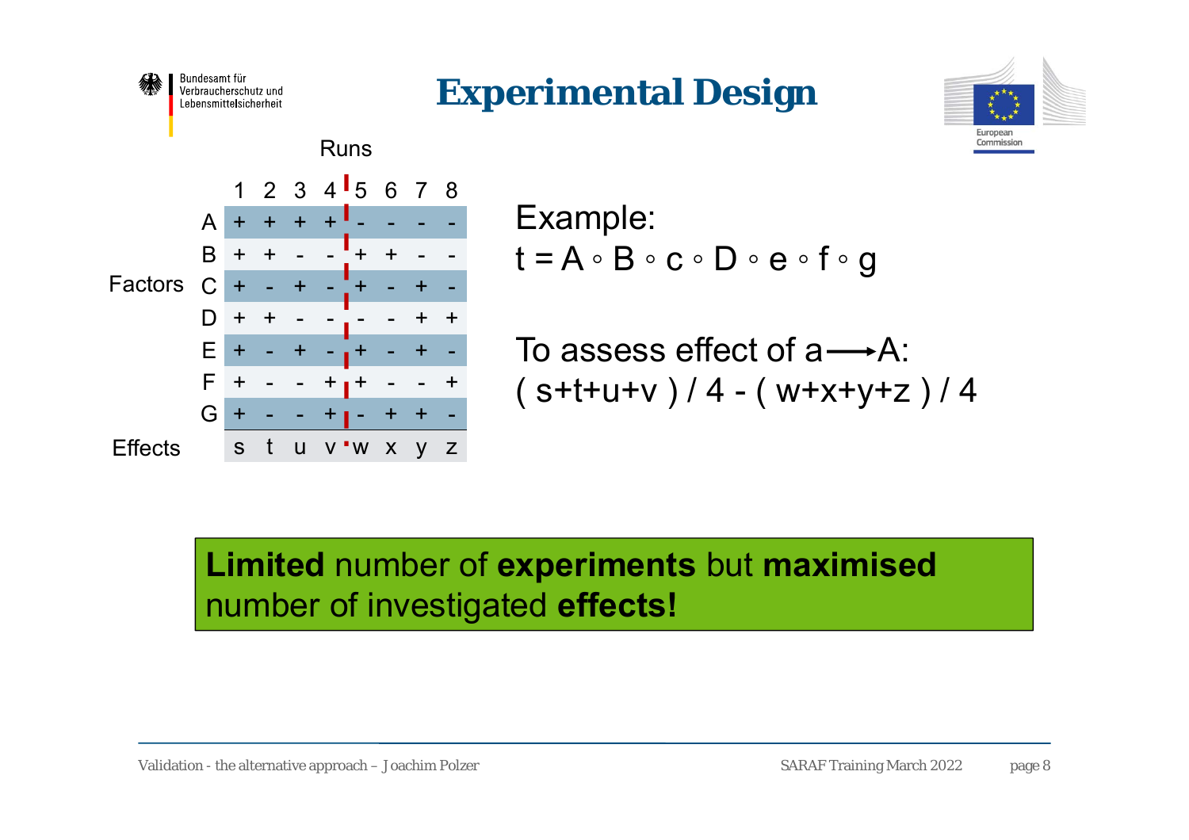# Experimental Design

Runs

| Factors | 1 | 2 | 3 | 4 | 5 | 6 | 7 | 8 |
|---|---|---|---|---|---|---|---|---|
| A | + | + | + | + | - | - | - | - |
| B | + | + | - | - | + | + | - | - |
| C | + | - | + | - | + | - | + | - |
| D | + | + | - | - | - | - | + | + |
| E | + | - | + | - | + | - | + | - |
| F | + | - | - | + | + | - | - | + |
| G | + | - | - | + | - | + | + | - |
| Effects | s | t | u | v | w | x | y | z |

Example:

$t = A \circ B \circ c \circ D \circ e \circ f \circ g$

To assess effect of a ⟶ A:

$( s+t+u+v ) / 4 - ( w+x+y+z ) / 4$

**Limited** number of **experiments** but **maximised** number of investigated **effects!**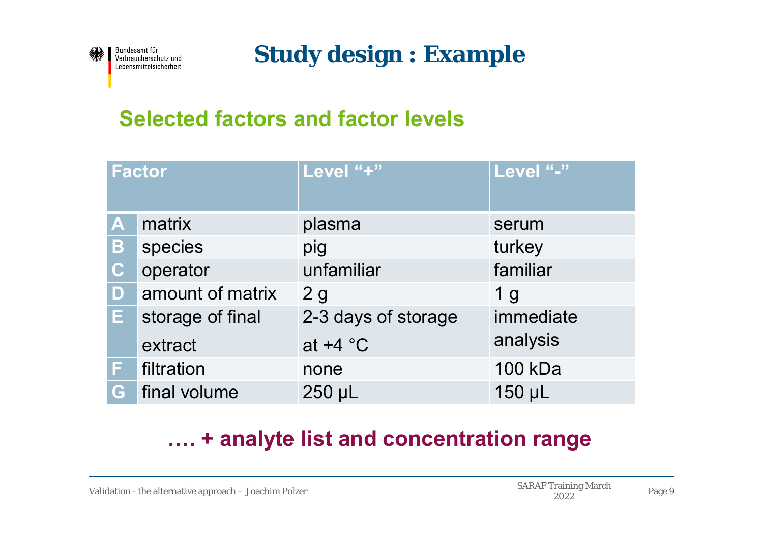# Study design : Example

## Selected factors and factor levels

| Factor | | Level "+" | Level "-" |
|---|---|---|---|
| A | matrix | plasma | serum |
| B | species | pig | turkey |
| C | operator | unfamiliar | familiar |
| D | amount of matrix | 2 g | 1 g |
| E | storage of final extract | 2-3 days of storage at +4 °C | immediate analysis |
| F | filtration | none | 100 kDa |
| G | final volume | 250 µL | 150 µL |

**…. + analyte list and concentration range**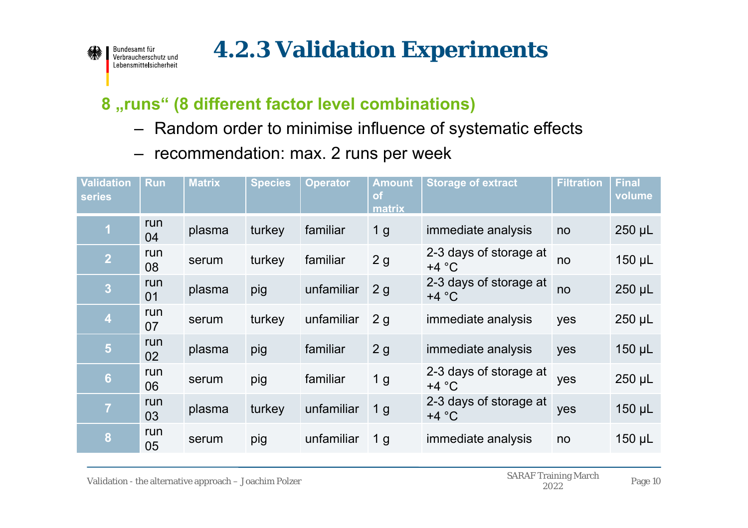# 4.2.3 Validation Experiments

**8 „runs“ (8 different factor level combinations)**

- Random order to minimise influence of systematic effects
- recommendation: max. 2 runs per week

| Validation series | Run | Matrix | Species | Operator | Amount of matrix | Storage of extract | Filtration | Final volume |
|---|---|---|---|---|---|---|---|---|
| 1 | run 04 | plasma | turkey | familiar | 1 g | immediate analysis | no | 250 µL |
| 2 | run 08 | serum | turkey | familiar | 2 g | 2-3 days of storage at +4 °C | no | 150 µL |
| 3 | run 01 | plasma | pig | unfamiliar | 2 g | 2-3 days of storage at +4 °C | no | 250 µL |
| 4 | run 07 | serum | turkey | unfamiliar | 2 g | immediate analysis | yes | 250 µL |
| 5 | run 02 | plasma | pig | familiar | 2 g | immediate analysis | yes | 150 µL |
| 6 | run 06 | serum | pig | familiar | 1 g | 2-3 days of storage at +4 °C | yes | 250 µL |
| 7 | run 03 | plasma | turkey | unfamiliar | 1 g | 2-3 days of storage at +4 °C | yes | 150 µL |
| 8 | run 05 | serum | pig | unfamiliar | 1 g | immediate analysis | no | 150 µL |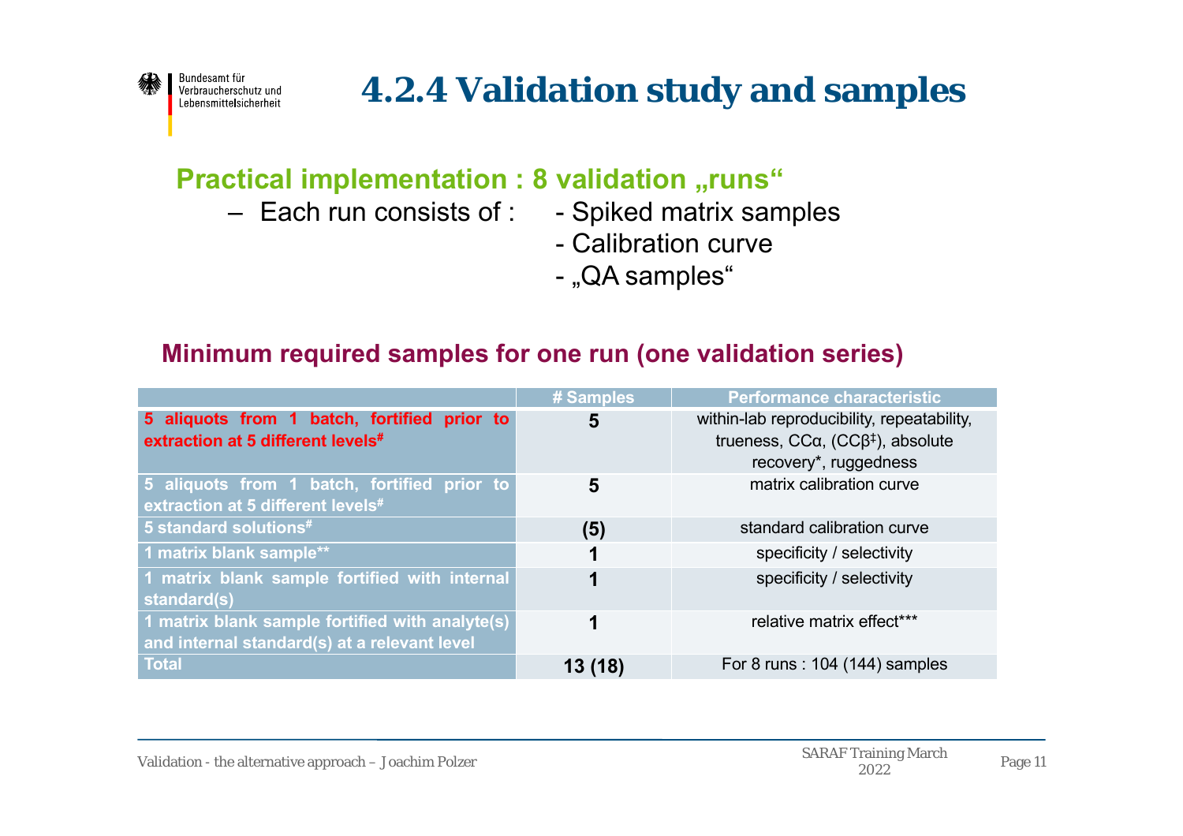# 4.2.4 Validation study and samples

## Practical implementation : 8 validation „runs“

– Each run consists of :
  - Spiked matrix samples
  - Calibration curve
  - „QA samples“

### Minimum required samples for one run (one validation series)

| | # Samples | Performance characteristic |
|---|---|---|
| **5 aliquots from 1 batch, fortified prior to extraction at 5 different levels#** | **5** | within-lab reproducibility, repeatability, trueness, CCα, (CCβ‡), absolute recovery*, ruggedness |
| **5 aliquots from 1 batch, fortified prior to extraction at 5 different levels#** | **5** | matrix calibration curve |
| **5 standard solutions#** | **(5)** | standard calibration curve |
| **1 matrix blank sample**** | **1** | specificity / selectivity |
| **1 matrix blank sample fortified with internal standard(s)** | **1** | specificity / selectivity |
| **1 matrix blank sample fortified with analyte(s) and internal standard(s) at a relevant level** | **1** | relative matrix effect*** |
| **Total** | **13 (18)** | For 8 runs : 104 (144) samples |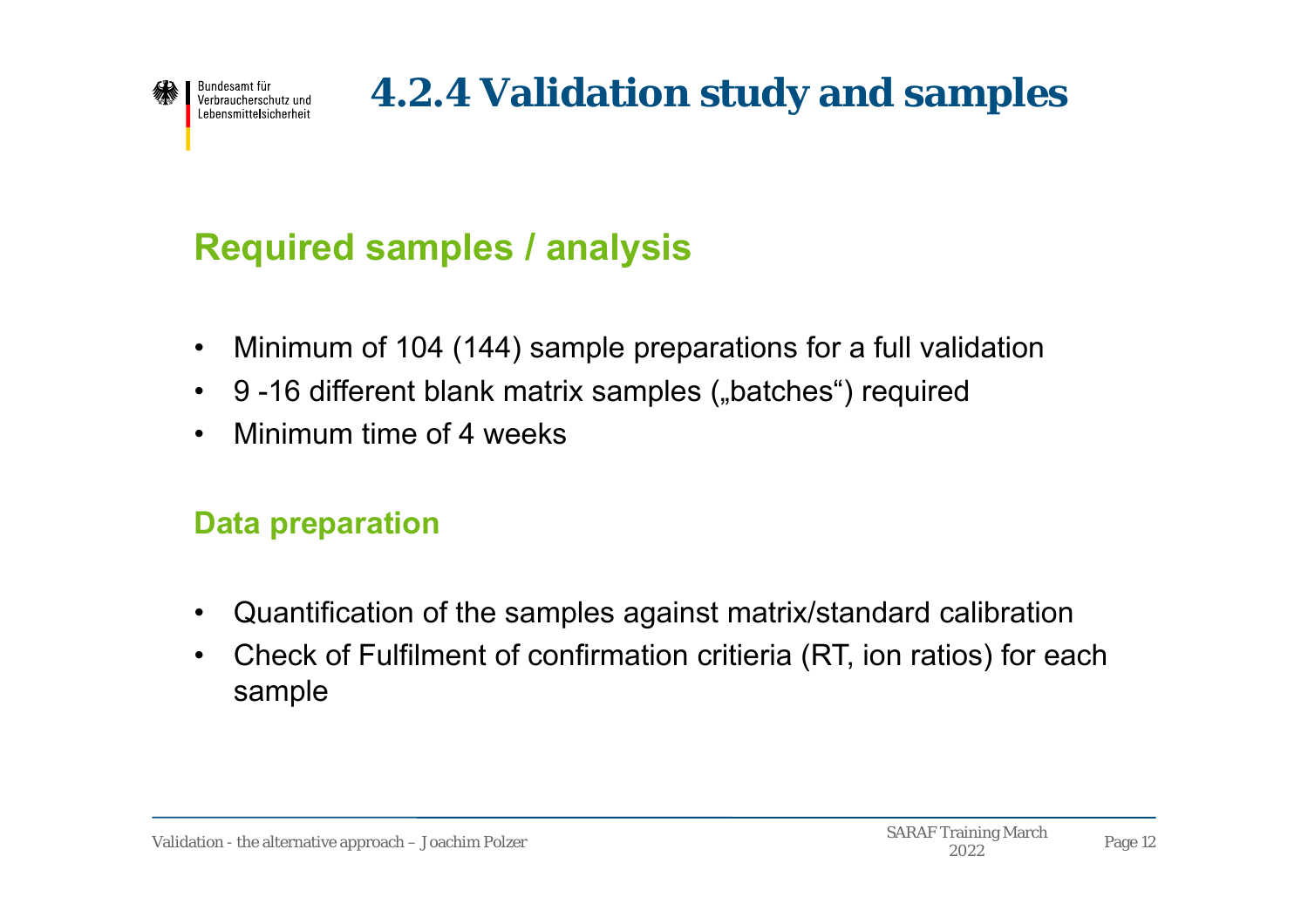# 4.2.4 Validation study and samples

## Required samples / analysis

- Minimum of 104 (144) sample preparations for a full validation
- 9 -16 different blank matrix samples („batches") required
- Minimum time of 4 weeks

### Data preparation

- Quantification of the samples against matrix/standard calibration
- Check of Fulfilment of confirmation critieria (RT, ion ratios) for each sample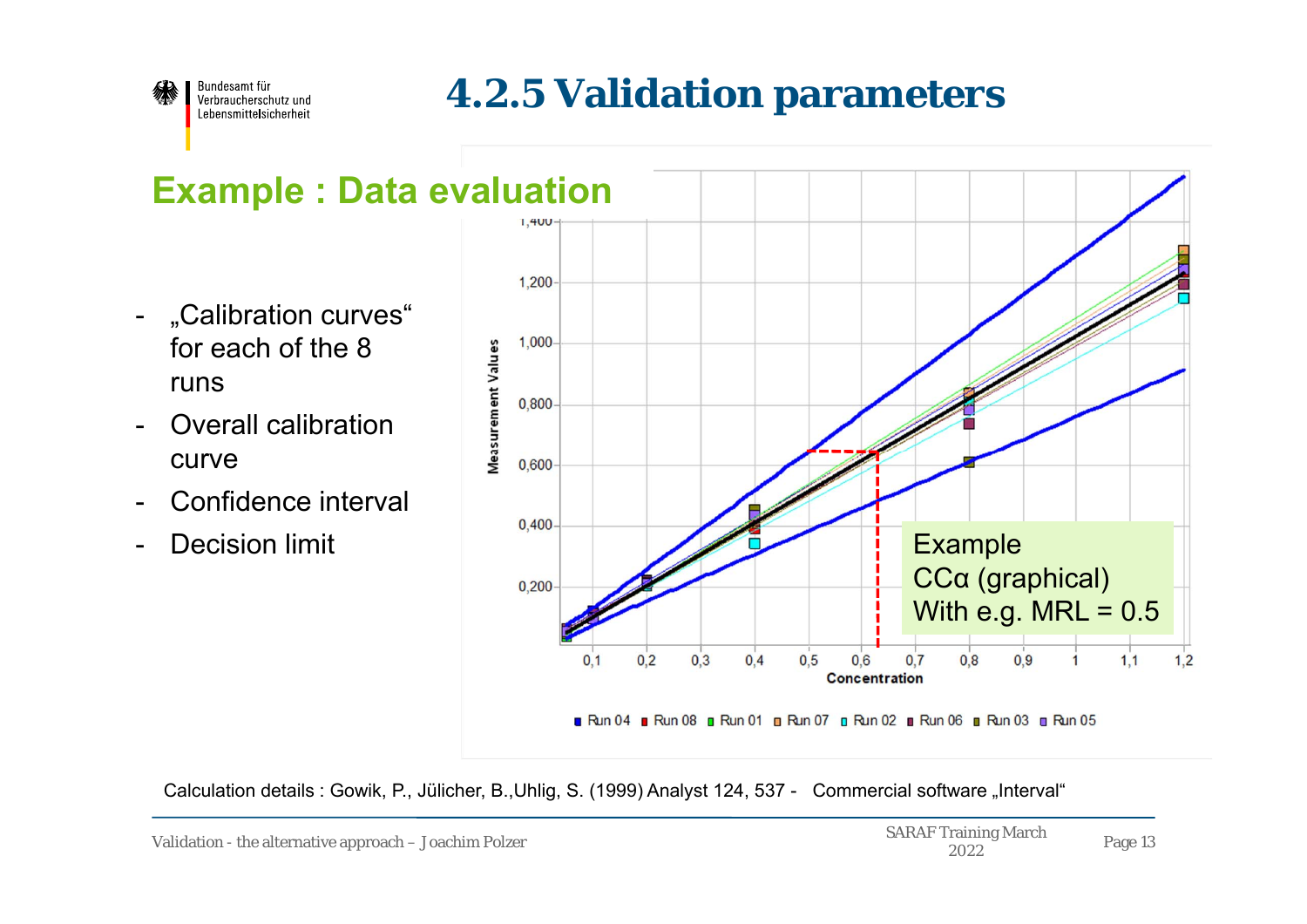# 4.2.5 Validation parameters

## Example : Data evaluation

- „Calibration curves" for each of the 8 runs
- Overall calibration curve
- Confidence interval
- Decision limit

Example
CCα (graphical)
With e.g. MRL = 0.5

Calculation details : Gowik, P., Jülicher, B.,Uhlig, S. (1999) Analyst 124, 537 - Commercial software „Interval"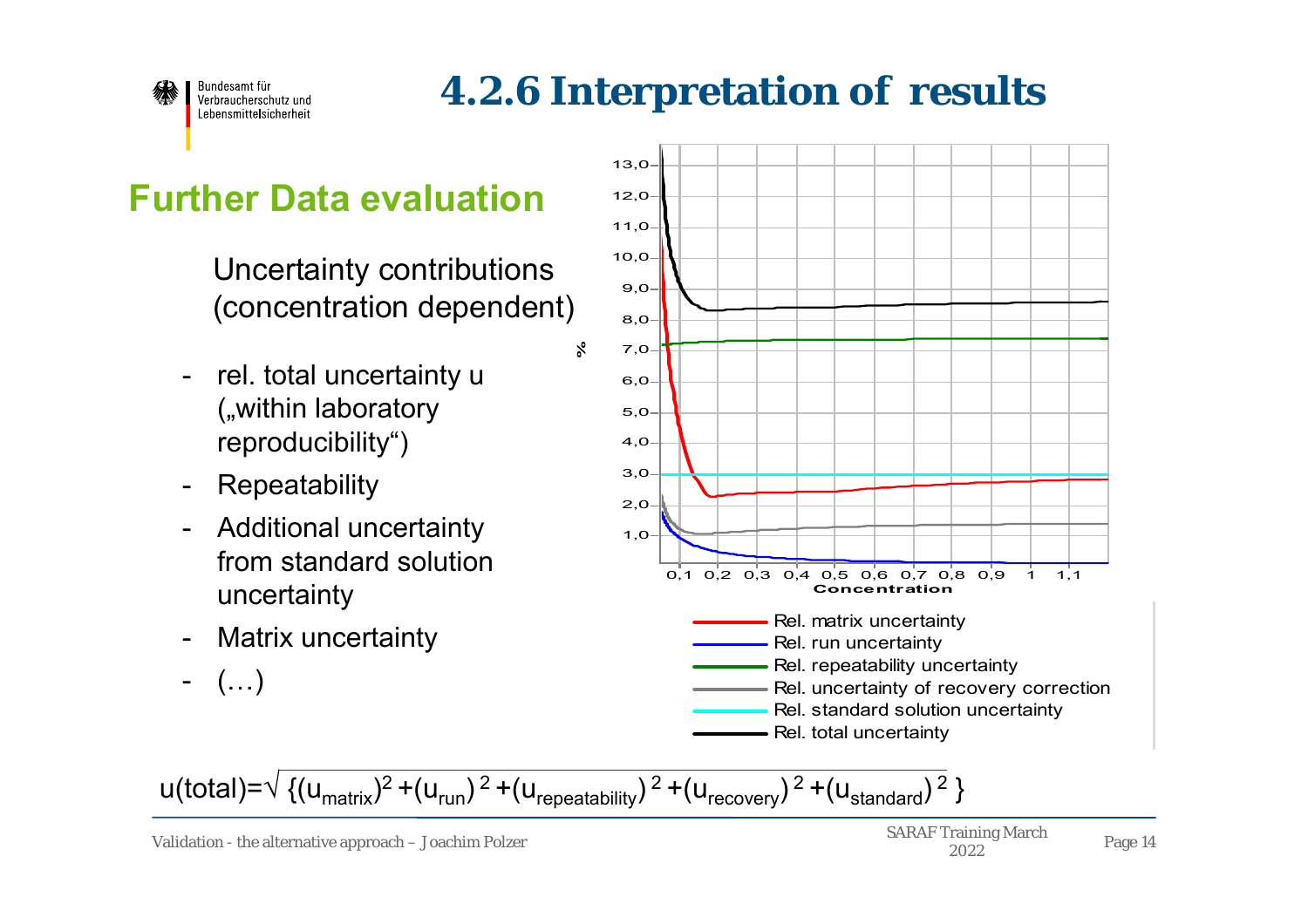# 4.2.6 Interpretation of results

## Further Data evaluation

Uncertainty contributions (concentration dependent)

- rel. total uncertainty u („within laboratory reproducibility")
- Repeatability
- Additional uncertainty from standard solution uncertainty
- Matrix uncertainty
- (…)

- Rel. matrix uncertainty
- Rel. run uncertainty
- Rel. repeatability uncertainty
- Rel. uncertainty of recovery correction
- Rel. standard solution uncertainty
- Rel. total uncertainty

$$u(\text{total}) = \sqrt{\{(u_{matrix})^2 + (u_{run})^2 + (u_{repeatability})^2 + (u_{recovery})^2 + (u_{standard})^2\}}$$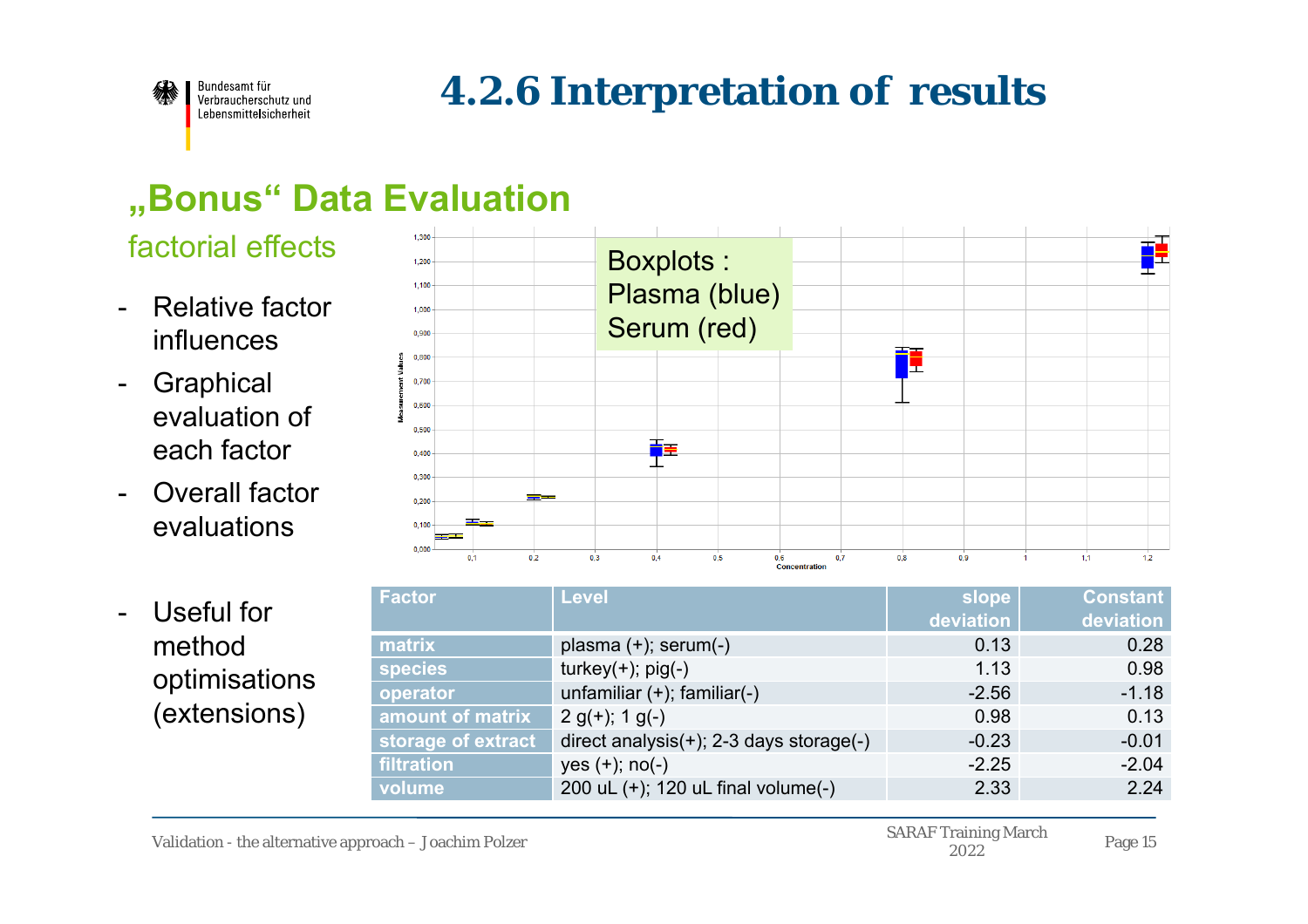# 4.2.6 Interpretation of results

## „Bonus" Data Evaluation

### factorial effects

- Relative factor influences
- Graphical evaluation of each factor
- Overall factor evaluations

- Useful for method optimisations (extensions)

Boxplots :
Plasma (blue)
Serum (red)

| Factor | Level | slope deviation | Constant deviation |
|---|---|---|---|
| matrix | plasma (+); serum(-) | 0.13 | 0.28 |
| species | turkey(+); pig(-) | 1.13 | 0.98 |
| operator | unfamiliar (+); familiar(-) | -2.56 | -1.18 |
| amount of matrix | 2 g(+); 1 g(-) | 0.98 | 0.13 |
| storage of extract | direct analysis(+); 2-3 days storage(-) | -0.23 | -0.01 |
| filtration | yes (+); no(-) | -2.25 | -2.04 |
| volume | 200 uL (+); 120 uL final volume(-) | 2.33 | 2.24 |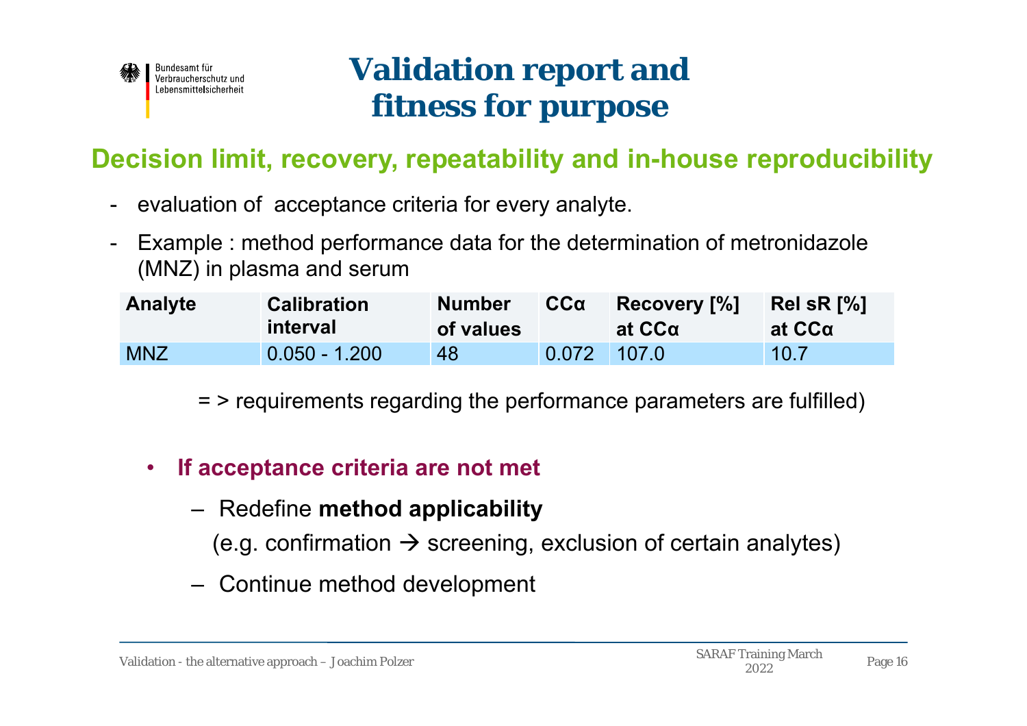# Validation report and fitness for purpose

## Decision limit, recovery, repeatability and in-house reproducibility

- evaluation of acceptance criteria for every analyte.
- Example : method performance data for the determination of metronidazole (MNZ) in plasma and serum

| Analyte | Calibration interval | Number of values | CCα | Recovery [%] at CCα | Rel sR [%] at CCα |
|---|---|---|---|---|---|
| MNZ | 0.050 - 1.200 | 48 | 0.072 | 107.0 | 10.7 |

= > requirements regarding the performance parameters are fulfilled)

- **If acceptance criteria are not met**
  - Redefine **method applicability**
    (e.g. confirmation → screening, exclusion of certain analytes)
  - Continue method development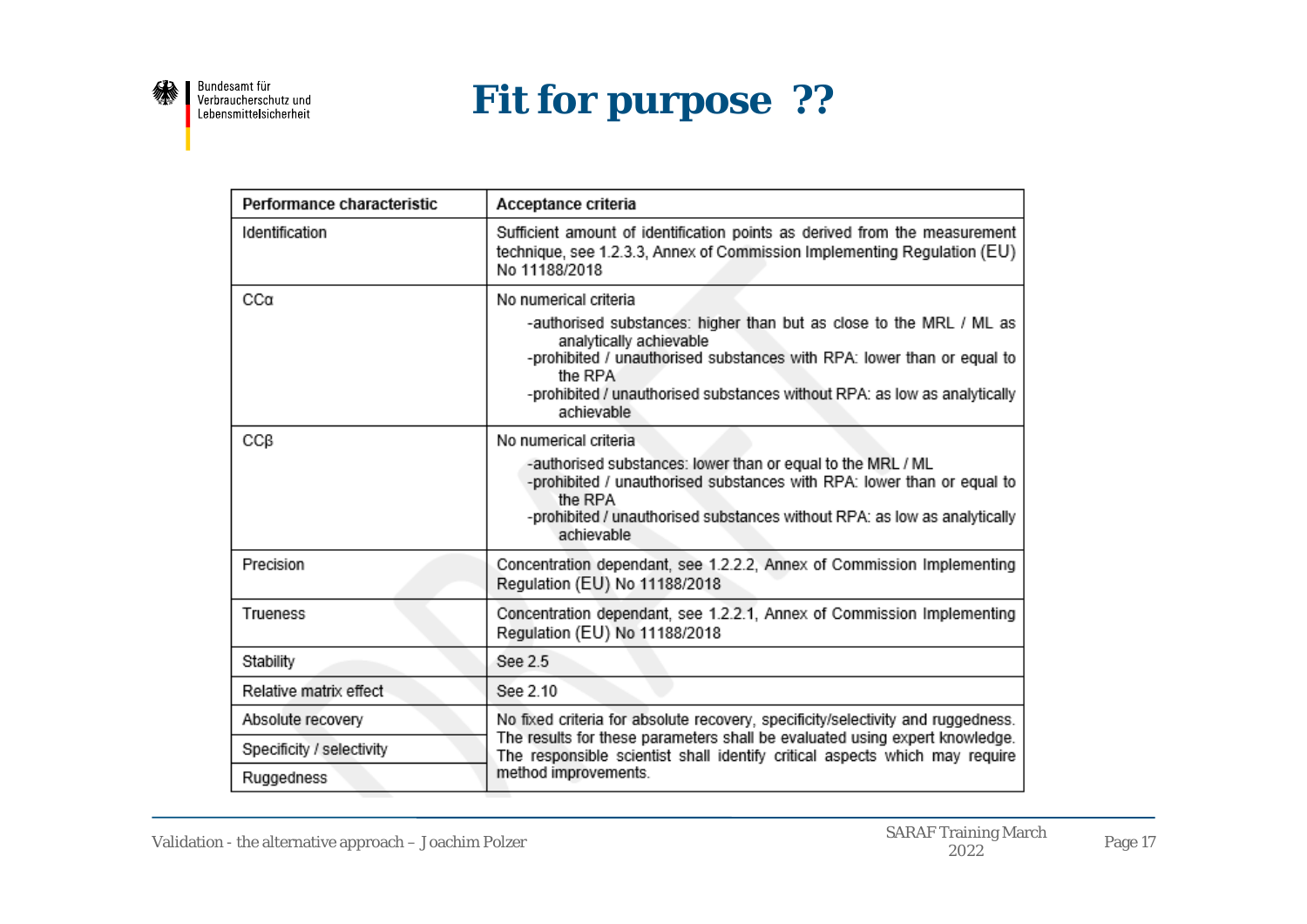# Fit for purpose ??

| Performance characteristic | Acceptance criteria |
|---|---|
| Identification | Sufficient amount of identification points as derived from the measurement technique, see 1.2.3.3, Annex of Commission Implementing Regulation (EU) No 11188/2018 |
| CCα | No numerical criteria<br>-authorised substances: higher than but as close to the MRL / ML as analytically achievable<br>-prohibited / unauthorised substances with RPA: lower than or equal to the RPA<br>-prohibited / unauthorised substances without RPA: as low as analytically achievable |
| CCβ | No numerical criteria<br>-authorised substances: lower than or equal to the MRL / ML<br>-prohibited / unauthorised substances with RPA: lower than or equal to the RPA<br>-prohibited / unauthorised substances without RPA: as low as analytically achievable |
| Precision | Concentration dependant, see 1.2.2.2, Annex of Commission Implementing Regulation (EU) No 11188/2018 |
| Trueness | Concentration dependant, see 1.2.2.1, Annex of Commission Implementing Regulation (EU) No 11188/2018 |
| Stability | See 2.5 |
| Relative matrix effect | See 2.10 |
| Absolute recovery | No fixed criteria for absolute recovery, specificity/selectivity and ruggedness. The results for these parameters shall be evaluated using expert knowledge. The responsible scientist shall identify critical aspects which may require method improvements. |
| Specificity / selectivity | |
| Ruggedness | |

Validation - the alternative approach – Joachim Polzer

SARAF Training March 2022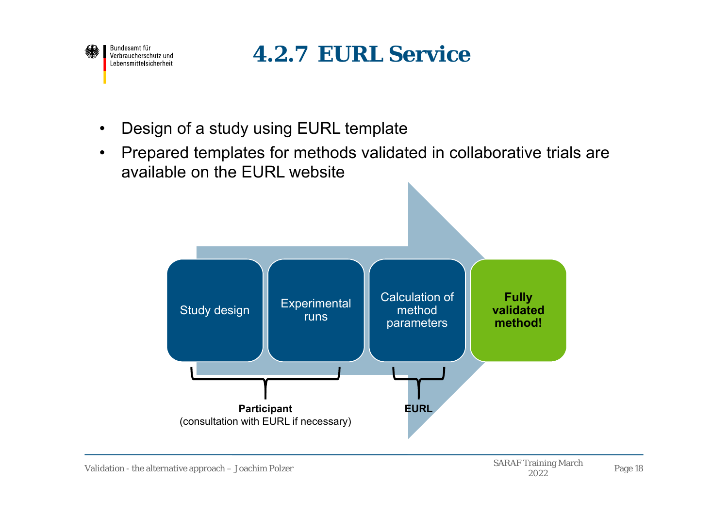# 4.2.7 EURL Service

- Design of a study using EURL template
- Prepared templates for methods validated in collaborative trials are available on the EURL website

Study design → Experimental runs → Calculation of method parameters → **Fully validated method!**

**Participant**
(consultation with EURL if necessary)

**EURL**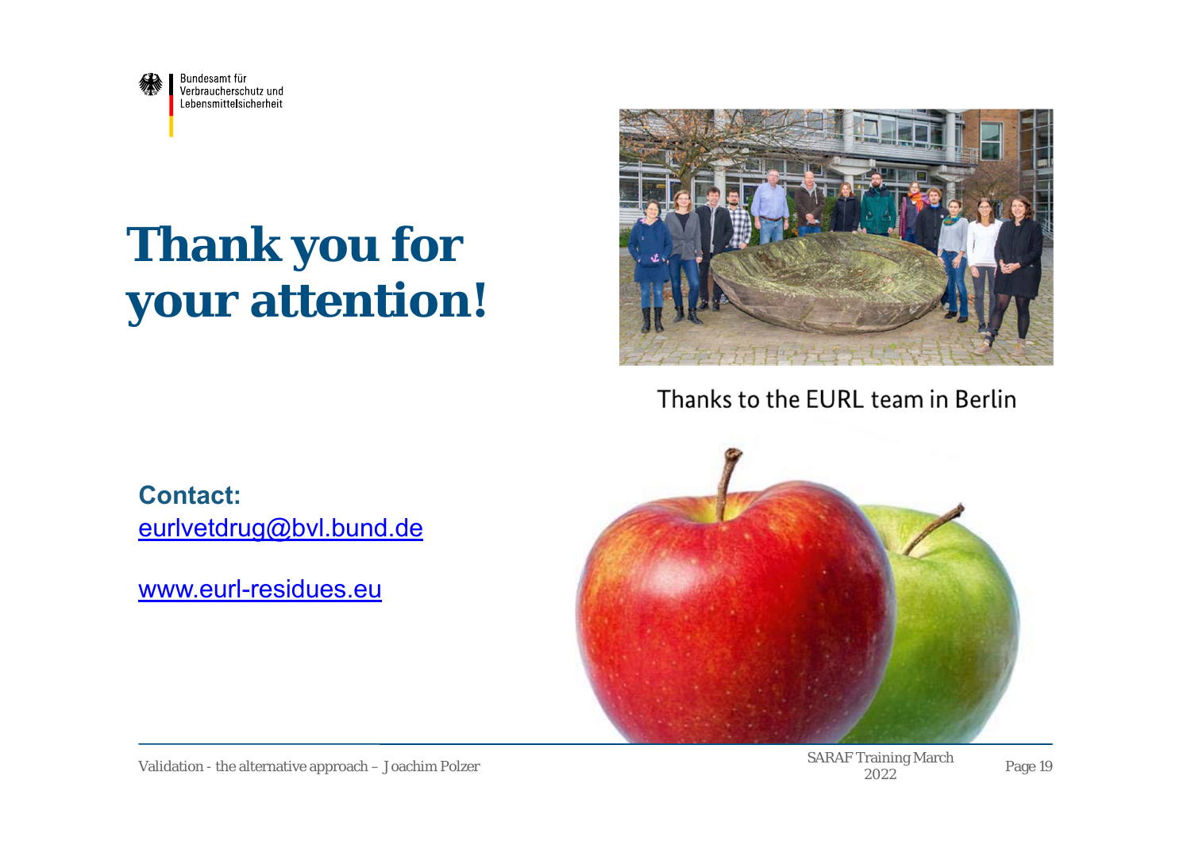Bundesamt für Verbraucherschutz und Lebensmittelsicherheit

# Thank you for your attention!

Thanks to the EURL team in Berlin

**Contact:**
eurlvetdrug@bvl.bund.de

www.eurl-residues.eu